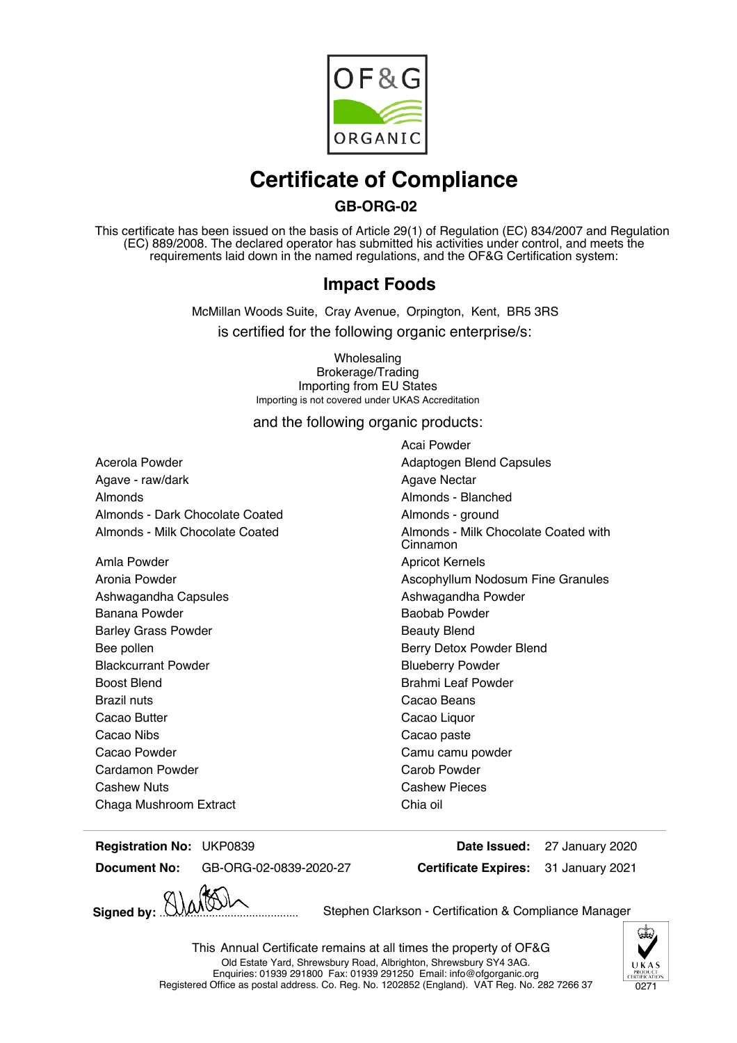OF&G ORGANIC

# Certificate of Compliance

## GB-ORG-02

This certificate has been issued on the basis of Article 29(1) of Regulation (EC) 834/2007 and Regulation (EC) 889/2008. The declared operator has submitted his activities under control, and meets the requirements laid down in the named regulations, and the OF&G Certification system:

## Impact Foods

McMillan Woods Suite, Cray Avenue, Orpington, Kent, BR5 3RS

is certified for the following organic enterprise/s:

Wholesaling
Brokerage/Trading
Importing from EU States
Importing is not covered under UKAS Accreditation

and the following organic products:

- Acai Powder
- Acerola Powder
- Adaptogen Blend Capsules
- Agave - raw/dark
- Agave Nectar
- Almonds
- Almonds - Blanched
- Almonds - Dark Chocolate Coated
- Almonds - ground
- Almonds - Milk Chocolate Coated
- Almonds - Milk Chocolate Coated with Cinnamon
- Amla Powder
- Apricot Kernels
- Aronia Powder
- Ascophyllum Nodosum Fine Granules
- Ashwagandha Capsules
- Ashwagandha Powder
- Banana Powder
- Baobab Powder
- Barley Grass Powder
- Beauty Blend
- Bee pollen
- Berry Detox Powder Blend
- Blackcurrant Powder
- Blueberry Powder
- Boost Blend
- Brahmi Leaf Powder
- Brazil nuts
- Cacao Beans
- Cacao Butter
- Cacao Liquor
- Cacao Nibs
- Cacao paste
- Cacao Powder
- Camu camu powder
- Cardamon Powder
- Carob Powder
- Cashew Nuts
- Cashew Pieces
- Chaga Mushroom Extract
- Chia oil

**Registration No:** UKP0839
**Document No:** GB-ORG-02-0839-2020-27

**Date Issued:** 27 January 2020
**Certificate Expires:** 31 January 2021

**Signed by:** .................................... Stephen Clarkson - Certification & Compliance Manager

This Annual Certificate remains at all times the property of OF&G
Old Estate Yard, Shrewsbury Road, Albrighton, Shrewsbury SY4 3AG.
Enquiries: 01939 291800 Fax: 01939 291250 Email: info@ofgorganic.org
Registered Office as postal address. Co. Reg. No. 1202852 (England). VAT Reg. No. 282 7266 37

UKAS PRODUCT CERTIFICATION 0271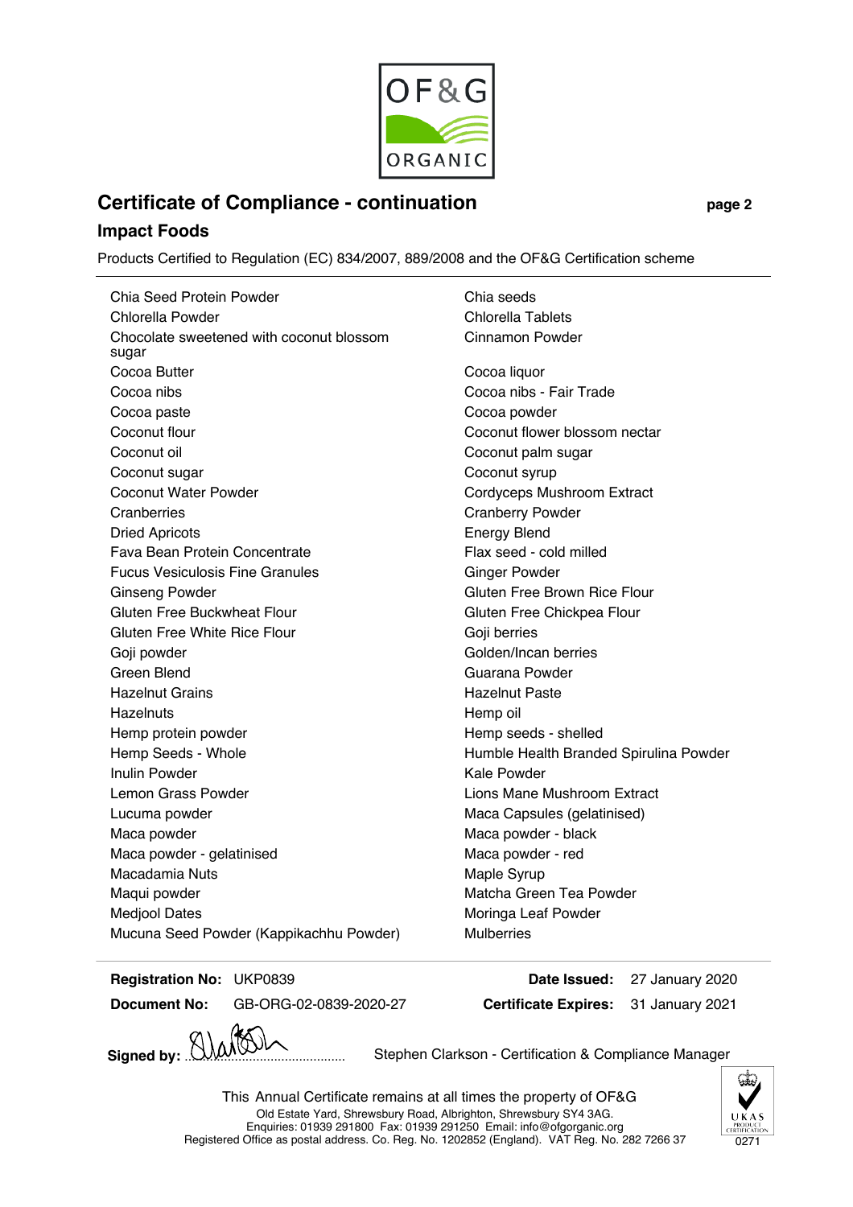OF&G ORGANIC

## Certificate of Compliance - continuation

### Impact Foods

Products Certified to Regulation (EC) 834/2007, 889/2008 and the OF&G Certification scheme

- Chia Seed Protein Powder
- Chia seeds
- Chlorella Powder
- Chlorella Tablets
- Chocolate sweetened with coconut blossom sugar
- Cinnamon Powder
- Cocoa Butter
- Cocoa liquor
- Cocoa nibs
- Cocoa nibs - Fair Trade
- Cocoa paste
- Cocoa powder
- Coconut flour
- Coconut flower blossom nectar
- Coconut oil
- Coconut palm sugar
- Coconut sugar
- Coconut syrup
- Coconut Water Powder
- Cordyceps Mushroom Extract
- Cranberries
- Cranberry Powder
- Dried Apricots
- Energy Blend
- Fava Bean Protein Concentrate
- Flax seed - cold milled
- Fucus Vesiculosis Fine Granules
- Ginger Powder
- Ginseng Powder
- Gluten Free Brown Rice Flour
- Gluten Free Buckwheat Flour
- Gluten Free Chickpea Flour
- Gluten Free White Rice Flour
- Goji berries
- Goji powder
- Golden/Incan berries
- Green Blend
- Guarana Powder
- Hazelnut Grains
- Hazelnut Paste
- Hazelnuts
- Hemp oil
- Hemp protein powder
- Hemp seeds - shelled
- Hemp Seeds - Whole
- Humble Health Branded Spirulina Powder
- Inulin Powder
- Kale Powder
- Lemon Grass Powder
- Lions Mane Mushroom Extract
- Lucuma powder
- Maca Capsules (gelatinised)
- Maca powder
- Maca powder - black
- Maca powder - gelatinised
- Maca powder - red
- Macadamia Nuts
- Maple Syrup
- Maqui powder
- Matcha Green Tea Powder
- Medjool Dates
- Moringa Leaf Powder
- Mucuna Seed Powder (Kappikachhu Powder)
- Mulberries

**Registration No:** UKP0839
**Date Issued:** 27 January 2020

**Document No:** GB-ORG-02-0839-2020-27
**Certificate Expires:** 31 January 2021

**Signed by:** ........................................ Stephen Clarkson - Certification & Compliance Manager

This Annual Certificate remains at all times the property of OF&G
Old Estate Yard, Shrewsbury Road, Albrighton, Shrewsbury SY4 3AG.
Enquiries: 01939 291800 Fax: 01939 291250 Email: info@ofgorganic.org
Registered Office as postal address. Co. Reg. No. 1202852 (England). VAT Reg. No. 282 7266 37

UKAS PRODUCT CERTIFICATION 0271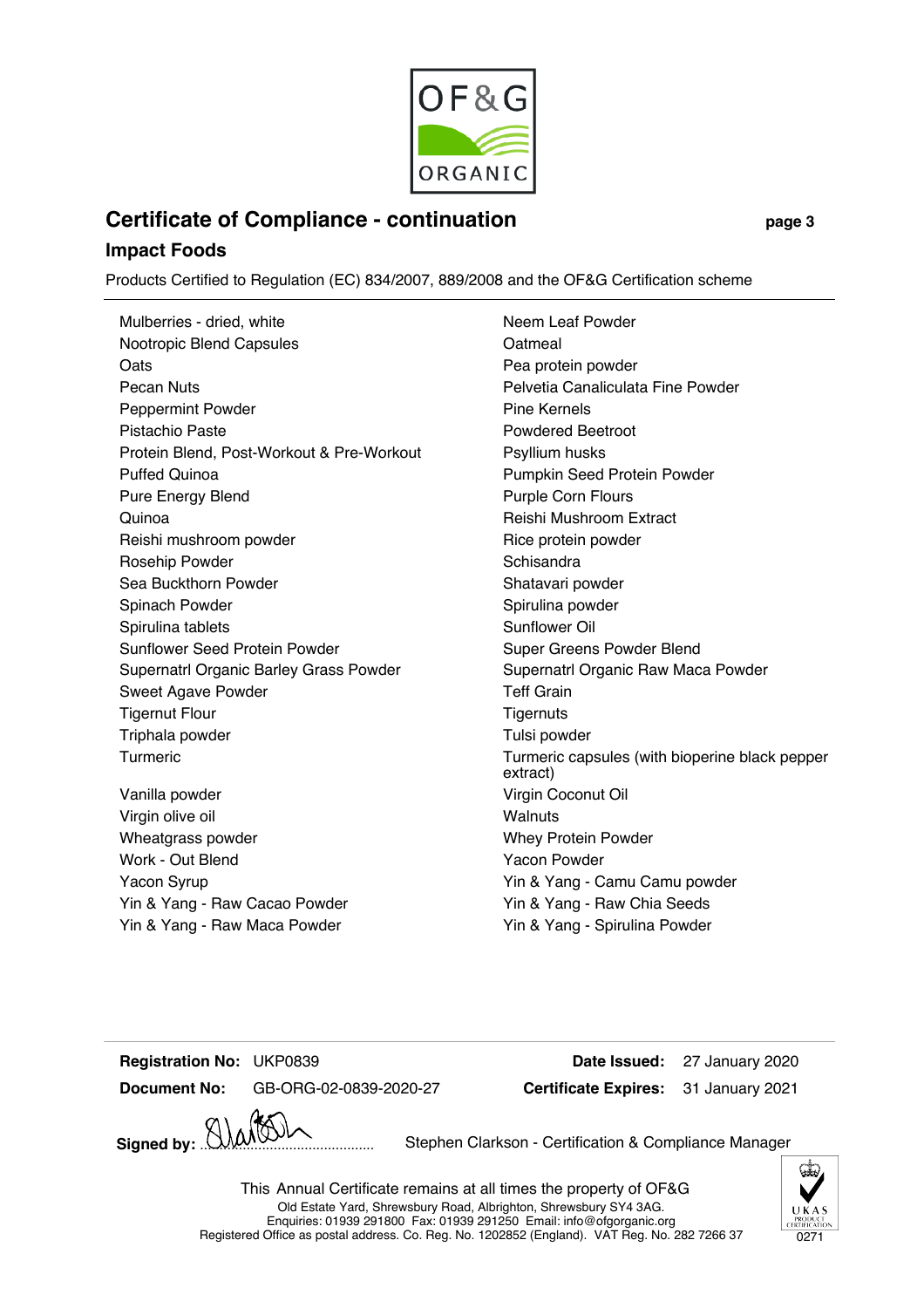OF&G
ORGANIC

## Certificate of Compliance - continuation

### Impact Foods

Products Certified to Regulation (EC) 834/2007, 889/2008 and the OF&G Certification scheme

- Mulberries - dried, white
- Neem Leaf Powder
- Nootropic Blend Capsules
- Oatmeal
- Oats
- Pea protein powder
- Pecan Nuts
- Pelvetia Canaliculata Fine Powder
- Peppermint Powder
- Pine Kernels
- Pistachio Paste
- Powdered Beetroot
- Protein Blend, Post-Workout & Pre-Workout
- Psyllium husks
- Puffed Quinoa
- Pumpkin Seed Protein Powder
- Pure Energy Blend
- Purple Corn Flours
- Quinoa
- Reishi Mushroom Extract
- Reishi mushroom powder
- Rice protein powder
- Rosehip Powder
- Schisandra
- Sea Buckthorn Powder
- Shatavari powder
- Spinach Powder
- Spirulina powder
- Spirulina tablets
- Sunflower Oil
- Sunflower Seed Protein Powder
- Super Greens Powder Blend
- Supernatrl Organic Barley Grass Powder
- Supernatrl Organic Raw Maca Powder
- Sweet Agave Powder
- Teff Grain
- Tigernut Flour
- Tigernuts
- Triphala powder
- Tulsi powder
- Turmeric
- Turmeric capsules (with bioperine black pepper extract)
- Vanilla powder
- Virgin Coconut Oil
- Virgin olive oil
- Walnuts
- Wheatgrass powder
- Whey Protein Powder
- Work - Out Blend
- Yacon Powder
- Yacon Syrup
- Yin & Yang - Camu Camu powder
- Yin & Yang - Raw Cacao Powder
- Yin & Yang - Raw Chia Seeds
- Yin & Yang - Raw Maca Powder
- Yin & Yang - Spirulina Powder

**Registration No:** UKP0839 **Date Issued:** 27 January 2020

**Document No:** GB-ORG-02-0839-2020-27 **Certificate Expires:** 31 January 2021

**Signed by:** ........................................ Stephen Clarkson - Certification & Compliance Manager

This Annual Certificate remains at all times the property of OF&G
Old Estate Yard, Shrewsbury Road, Albrighton, Shrewsbury SY4 3AG.
Enquiries: 01939 291800 Fax: 01939 291250 Email: info@ofgorganic.org
Registered Office as postal address. Co. Reg. No. 1202852 (England). VAT Reg. No. 282 7266 37

UKAS PRODUCT CERTIFICATION 0271